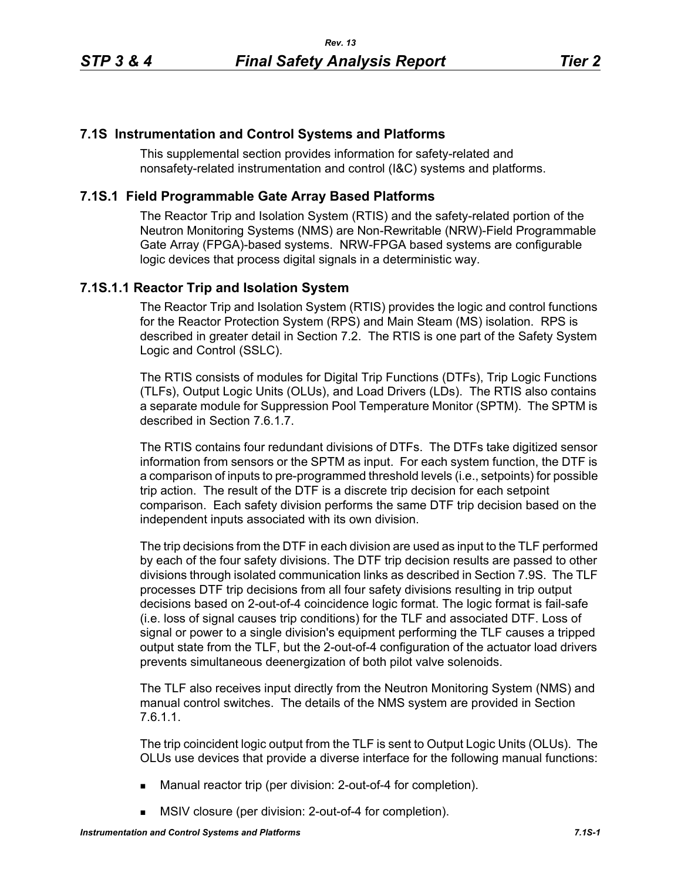## 7.1S Instrumentation and Control Systems and Platforms

This supplemental section provides information for safety-related and nonsafety-related instrumentation and control (I&C) systems and platforms.

## 7.1S.1 Field Programmable Gate Array Based Platforms

The Reactor Trip and Isolation System (RTIS) and the safety-related portion of the Neutron Monitoring Systems (NMS) are Non-Rewritable (NRW)-Field Programmable Gate Array (FPGA)-based systems. NRW-FPGA based systems are configurable logic devices that process digital signals in a deterministic way.

### 7.1S.1.1 Reactor Trip and Isolation System

The Reactor Trip and Isolation System (RTIS) provides the logic and control functions for the Reactor Protection System (RPS) and Main Steam (MS) isolation. RPS is described in greater detail in Section 7.2. The RTIS is one part of the Safety System Logic and Control (SSLC).

The RTIS consists of modules for Digital Trip Functions (DTFs), Trip Logic Functions (TLFs), Output Logic Units (OLUs), and Load Drivers (LDs). The RTIS also contains a separate module for Suppression Pool Temperature Monitor (SPTM). The SPTM is described in Section 7.6.1.7.

The RTIS contains four redundant divisions of DTFs. The DTFs take digitized sensor information from sensors or the SPTM as input. For each system function, the DTF is a comparison of inputs to pre-programmed threshold levels (i.e., setpoints) for possible trip action. The result of the DTF is a discrete trip decision for each setpoint comparison. Each safety division performs the same DTF trip decision based on the independent inputs associated with its own division.

The trip decisions from the DTF in each division are used as input to the TLF performed by each of the four safety divisions. The DTF trip decision results are passed to other divisions through isolated communication links as described in Section 7.9S. The TLF processes DTF trip decisions from all four safety divisions resulting in trip output decisions based on 2-out-of-4 coincidence logic format. The logic format is fail-safe (i.e. loss of signal causes trip conditions) for the TLF and associated DTF. Loss of signal or power to a single division's equipment performing the TLF causes a tripped output state from the TLF, but the 2-out-of-4 configuration of the actuator load drivers prevents simultaneous deenergization of both pilot valve solenoids.

The TLF also receives input directly from the Neutron Monitoring System (NMS) and manual control switches. The details of the NMS system are provided in Section 7.6.1.1.

The trip coincident logic output from the TLF is sent to Output Logic Units (OLUs). The OLUs use devices that provide a diverse interface for the following manual functions:

- Manual reactor trip (per division: 2-out-of-4 for completion).
- MSIV closure (per division: 2-out-of-4 for completion).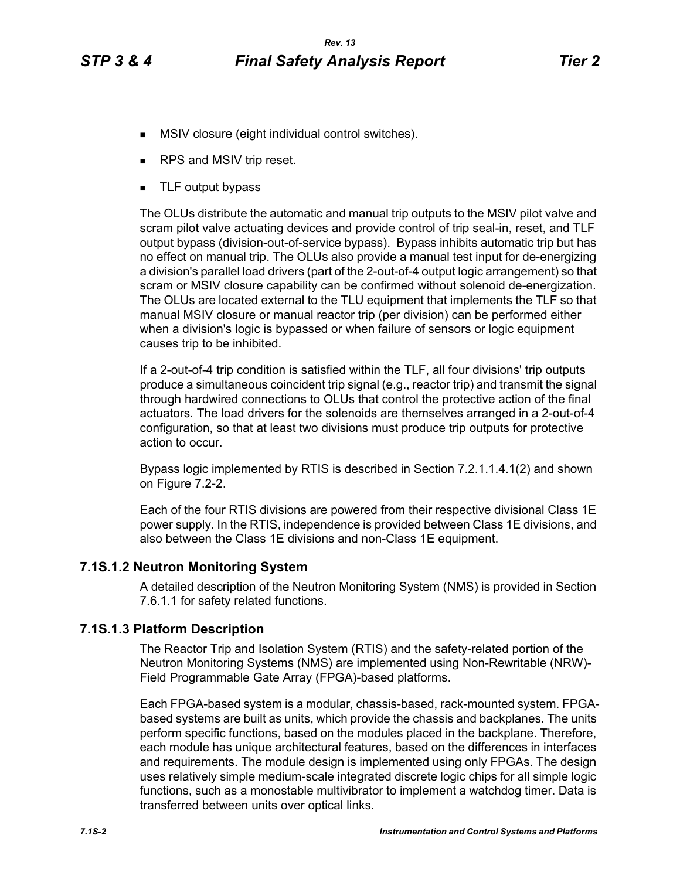- MSIV closure (eight individual control switches).
- RPS and MSIV trip reset.
- TLF output bypass

The OLUs distribute the automatic and manual trip outputs to the MSIV pilot valve and scram pilot valve actuating devices and provide control of trip seal-in, reset, and TLF output bypass (division-out-of-service bypass). Bypass inhibits automatic trip but has no effect on manual trip. The OLUs also provide a manual test input for de-energizing a division's parallel load drivers (part of the 2-out-of-4 output logic arrangement) so that scram or MSIV closure capability can be confirmed without solenoid de-energization. The OLUs are located external to the TLU equipment that implements the TLF so that manual MSIV closure or manual reactor trip (per division) can be performed either when a division's logic is bypassed or when failure of sensors or logic equipment causes trip to be inhibited.

If a 2-out-of-4 trip condition is satisfied within the TLF, all four divisions' trip outputs produce a simultaneous coincident trip signal (e.g., reactor trip) and transmit the signal through hardwired connections to OLUs that control the protective action of the final actuators. The load drivers for the solenoids are themselves arranged in a 2-out-of-4 configuration, so that at least two divisions must produce trip outputs for protective action to occur.

Bypass logic implemented by RTIS is described in Section 7.2.1.1.4.1(2) and shown on Figure 7.2-2.

Each of the four RTIS divisions are powered from their respective divisional Class 1E power supply. In the RTIS, independence is provided between Class 1E divisions, and also between the Class 1E divisions and non-Class 1E equipment.

### 7.1S.1.2 Neutron Monitoring System

A detailed description of the Neutron Monitoring System (NMS) is provided in Section 7.6.1.1 for safety related functions.

### 7.1S.1.3 Platform Description

The Reactor Trip and Isolation System (RTIS) and the safety-related portion of the Neutron Monitoring Systems (NMS) are implemented using Non-Rewritable (NRW)-Field Programmable Gate Array (FPGA)-based platforms.

Each FPGA-based system is a modular, chassis-based, rack-mounted system. FPGA-based systems are built as units, which provide the chassis and backplanes. The units perform specific functions, based on the modules placed in the backplane. Therefore, each module has unique architectural features, based on the differences in interfaces and requirements. The module design is implemented using only FPGAs. The design uses relatively simple medium-scale integrated discrete logic chips for all simple logic functions, such as a monostable multivibrator to implement a watchdog timer. Data is transferred between units over optical links.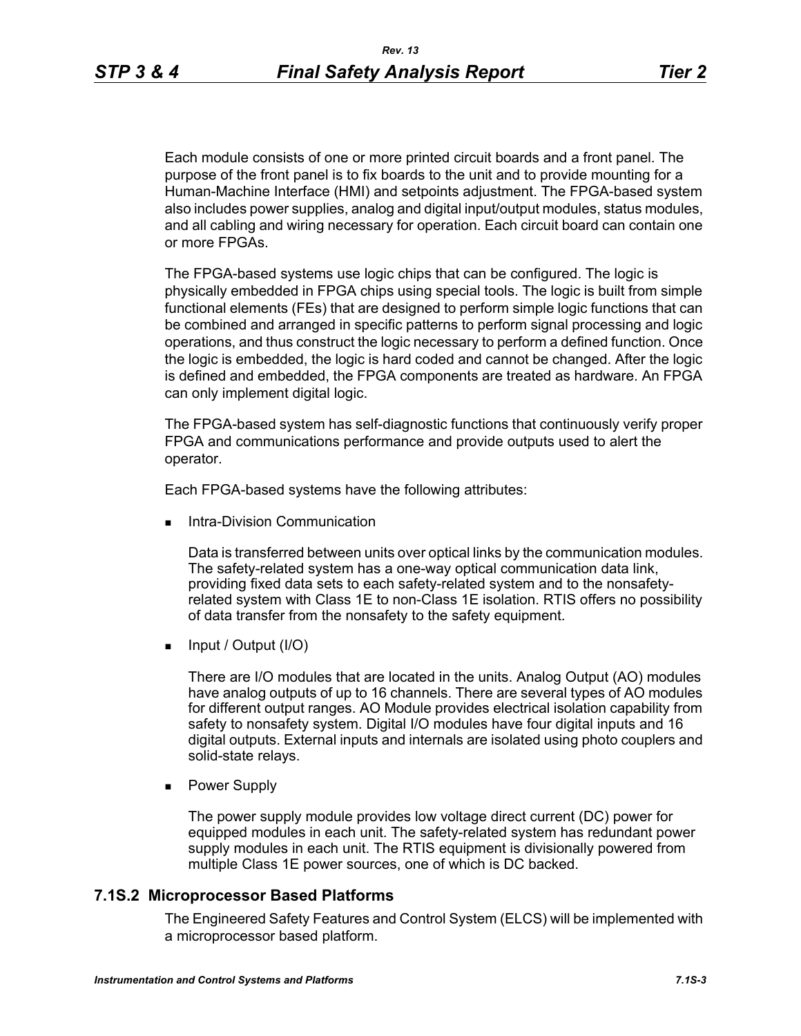Each module consists of one or more printed circuit boards and a front panel. The purpose of the front panel is to fix boards to the unit and to provide mounting for a Human-Machine Interface (HMI) and setpoints adjustment. The FPGA-based system also includes power supplies, analog and digital input/output modules, status modules, and all cabling and wiring necessary for operation. Each circuit board can contain one or more FPGAs.

The FPGA-based systems use logic chips that can be configured. The logic is physically embedded in FPGA chips using special tools. The logic is built from simple functional elements (FEs) that are designed to perform simple logic functions that can be combined and arranged in specific patterns to perform signal processing and logic operations, and thus construct the logic necessary to perform a defined function. Once the logic is embedded, the logic is hard coded and cannot be changed. After the logic is defined and embedded, the FPGA components are treated as hardware. An FPGA can only implement digital logic.

The FPGA-based system has self-diagnostic functions that continuously verify proper FPGA and communications performance and provide outputs used to alert the operator.

Each FPGA-based systems have the following attributes:

- Intra-Division Communication

  Data is transferred between units over optical links by the communication modules. The safety-related system has a one-way optical communication data link, providing fixed data sets to each safety-related system and to the nonsafety-related system with Class 1E to non-Class 1E isolation. RTIS offers no possibility of data transfer from the nonsafety to the safety equipment.

- Input / Output (I/O)

  There are I/O modules that are located in the units. Analog Output (AO) modules have analog outputs of up to 16 channels. There are several types of AO modules for different output ranges. AO Module provides electrical isolation capability from safety to nonsafety system. Digital I/O modules have four digital inputs and 16 digital outputs. External inputs and internals are isolated using photo couplers and solid-state relays.

- Power Supply

  The power supply module provides low voltage direct current (DC) power for equipped modules in each unit. The safety-related system has redundant power supply modules in each unit. The RTIS equipment is divisionally powered from multiple Class 1E power sources, one of which is DC backed.

### 7.1S.2 Microprocessor Based Platforms

The Engineered Safety Features and Control System (ELCS) will be implemented with a microprocessor based platform.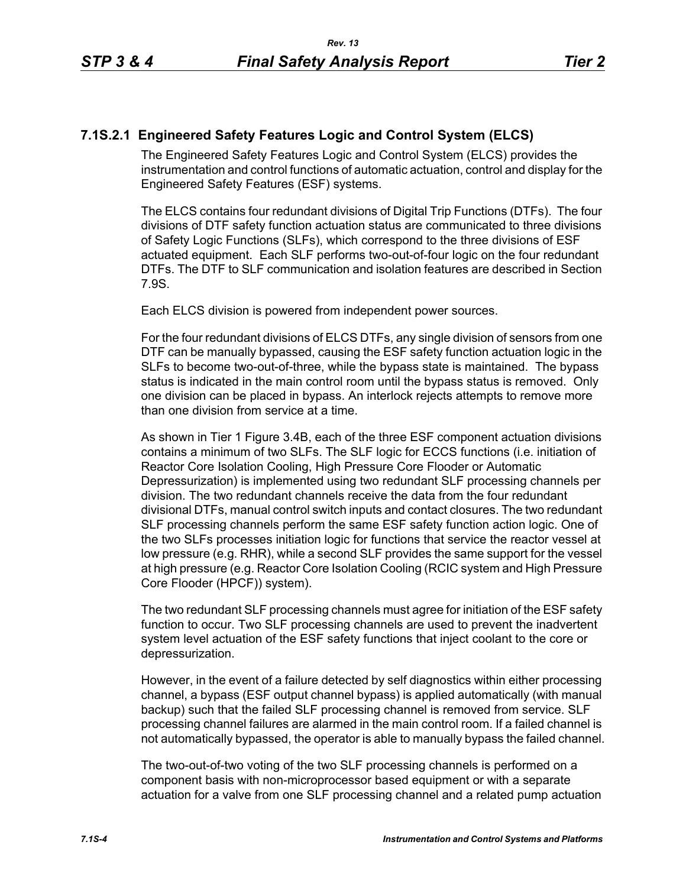### 7.1S.2.1 Engineered Safety Features Logic and Control System (ELCS)

The Engineered Safety Features Logic and Control System (ELCS) provides the instrumentation and control functions of automatic actuation, control and display for the Engineered Safety Features (ESF) systems.

The ELCS contains four redundant divisions of Digital Trip Functions (DTFs). The four divisions of DTF safety function actuation status are communicated to three divisions of Safety Logic Functions (SLFs), which correspond to the three divisions of ESF actuated equipment. Each SLF performs two-out-of-four logic on the four redundant DTFs. The DTF to SLF communication and isolation features are described in Section 7.9S.

Each ELCS division is powered from independent power sources.

For the four redundant divisions of ELCS DTFs, any single division of sensors from one DTF can be manually bypassed, causing the ESF safety function actuation logic in the SLFs to become two-out-of-three, while the bypass state is maintained. The bypass status is indicated in the main control room until the bypass status is removed. Only one division can be placed in bypass. An interlock rejects attempts to remove more than one division from service at a time.

As shown in Tier 1 Figure 3.4B, each of the three ESF component actuation divisions contains a minimum of two SLFs. The SLF logic for ECCS functions (i.e. initiation of Reactor Core Isolation Cooling, High Pressure Core Flooder or Automatic Depressurization) is implemented using two redundant SLF processing channels per division. The two redundant channels receive the data from the four redundant divisional DTFs, manual control switch inputs and contact closures. The two redundant SLF processing channels perform the same ESF safety function action logic. One of the two SLFs processes initiation logic for functions that service the reactor vessel at low pressure (e.g. RHR), while a second SLF provides the same support for the vessel at high pressure (e.g. Reactor Core Isolation Cooling (RCIC system and High Pressure Core Flooder (HPCF)) system).

The two redundant SLF processing channels must agree for initiation of the ESF safety function to occur. Two SLF processing channels are used to prevent the inadvertent system level actuation of the ESF safety functions that inject coolant to the core or depressurization.

However, in the event of a failure detected by self diagnostics within either processing channel, a bypass (ESF output channel bypass) is applied automatically (with manual backup) such that the failed SLF processing channel is removed from service. SLF processing channel failures are alarmed in the main control room. If a failed channel is not automatically bypassed, the operator is able to manually bypass the failed channel.

The two-out-of-two voting of the two SLF processing channels is performed on a component basis with non-microprocessor based equipment or with a separate actuation for a valve from one SLF processing channel and a related pump actuation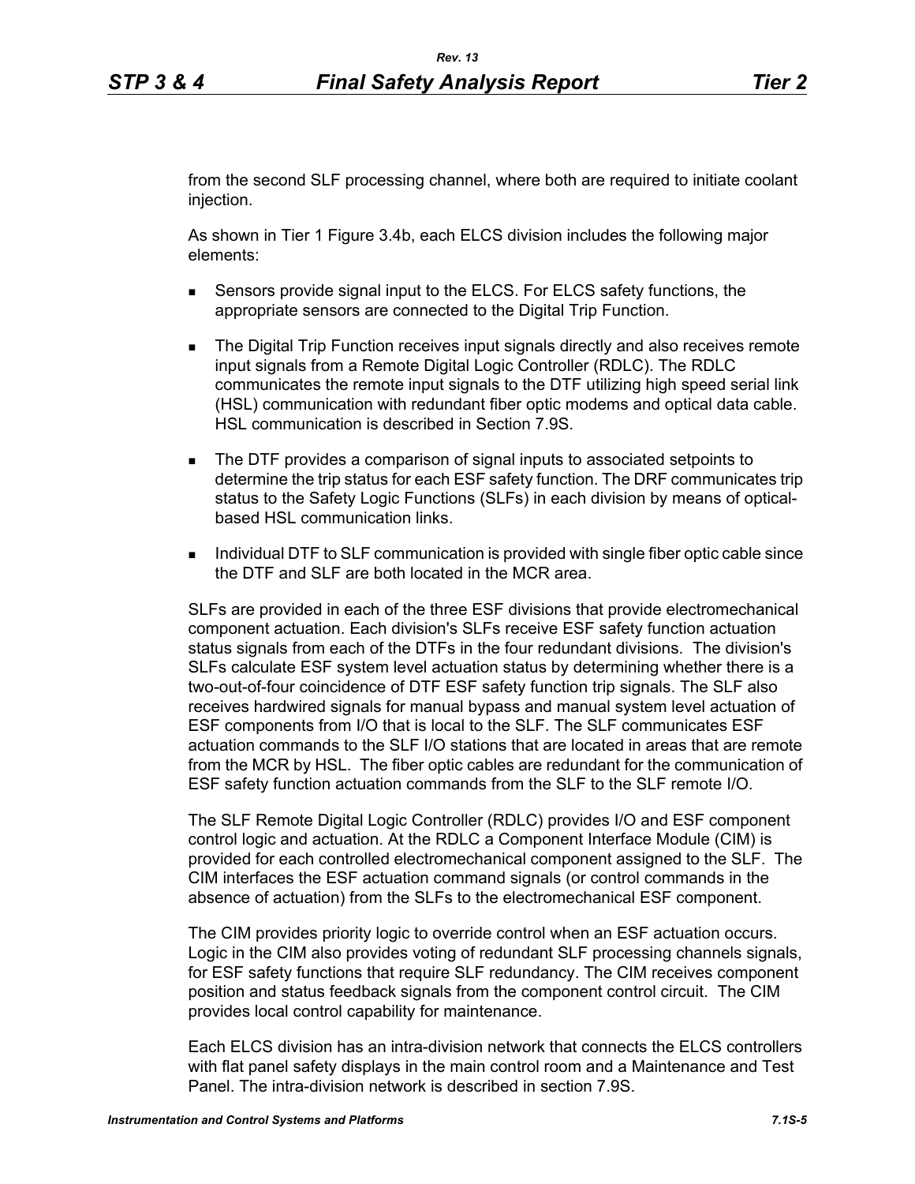from the second SLF processing channel, where both are required to initiate coolant injection.

As shown in Tier 1 Figure 3.4b, each ELCS division includes the following major elements:

- Sensors provide signal input to the ELCS. For ELCS safety functions, the appropriate sensors are connected to the Digital Trip Function.
- The Digital Trip Function receives input signals directly and also receives remote input signals from a Remote Digital Logic Controller (RDLC). The RDLC communicates the remote input signals to the DTF utilizing high speed serial link (HSL) communication with redundant fiber optic modems and optical data cable. HSL communication is described in Section 7.9S.
- The DTF provides a comparison of signal inputs to associated setpoints to determine the trip status for each ESF safety function. The DRF communicates trip status to the Safety Logic Functions (SLFs) in each division by means of optical-based HSL communication links.
- Individual DTF to SLF communication is provided with single fiber optic cable since the DTF and SLF are both located in the MCR area.

SLFs are provided in each of the three ESF divisions that provide electromechanical component actuation. Each division's SLFs receive ESF safety function actuation status signals from each of the DTFs in the four redundant divisions. The division's SLFs calculate ESF system level actuation status by determining whether there is a two-out-of-four coincidence of DTF ESF safety function trip signals. The SLF also receives hardwired signals for manual bypass and manual system level actuation of ESF components from I/O that is local to the SLF. The SLF communicates ESF actuation commands to the SLF I/O stations that are located in areas that are remote from the MCR by HSL. The fiber optic cables are redundant for the communication of ESF safety function actuation commands from the SLF to the SLF remote I/O.

The SLF Remote Digital Logic Controller (RDLC) provides I/O and ESF component control logic and actuation. At the RDLC a Component Interface Module (CIM) is provided for each controlled electromechanical component assigned to the SLF. The CIM interfaces the ESF actuation command signals (or control commands in the absence of actuation) from the SLFs to the electromechanical ESF component.

The CIM provides priority logic to override control when an ESF actuation occurs. Logic in the CIM also provides voting of redundant SLF processing channels signals, for ESF safety functions that require SLF redundancy. The CIM receives component position and status feedback signals from the component control circuit. The CIM provides local control capability for maintenance.

Each ELCS division has an intra-division network that connects the ELCS controllers with flat panel safety displays in the main control room and a Maintenance and Test Panel. The intra-division network is described in section 7.9S.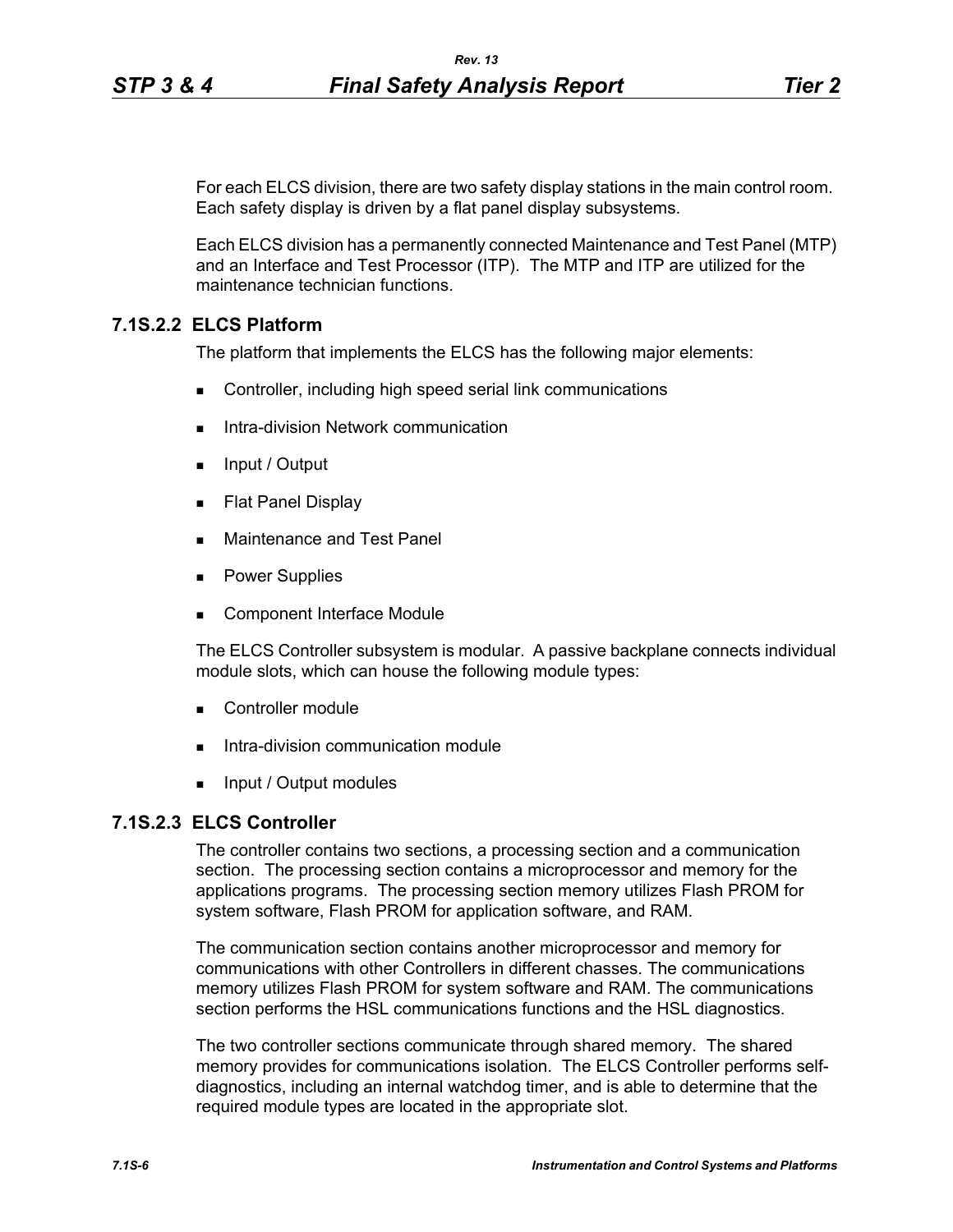For each ELCS division, there are two safety display stations in the main control room. Each safety display is driven by a flat panel display subsystems.

Each ELCS division has a permanently connected Maintenance and Test Panel (MTP) and an Interface and Test Processor (ITP). The MTP and ITP are utilized for the maintenance technician functions.

### 7.1S.2.2 ELCS Platform

The platform that implements the ELCS has the following major elements:

- Controller, including high speed serial link communications
- Intra-division Network communication
- Input / Output
- Flat Panel Display
- Maintenance and Test Panel
- Power Supplies
- Component Interface Module

The ELCS Controller subsystem is modular. A passive backplane connects individual module slots, which can house the following module types:

- Controller module
- Intra-division communication module
- Input / Output modules

### 7.1S.2.3 ELCS Controller

The controller contains two sections, a processing section and a communication section. The processing section contains a microprocessor and memory for the applications programs. The processing section memory utilizes Flash PROM for system software, Flash PROM for application software, and RAM.

The communication section contains another microprocessor and memory for communications with other Controllers in different chasses. The communications memory utilizes Flash PROM for system software and RAM. The communications section performs the HSL communications functions and the HSL diagnostics.

The two controller sections communicate through shared memory. The shared memory provides for communications isolation. The ELCS Controller performs self-diagnostics, including an internal watchdog timer, and is able to determine that the required module types are located in the appropriate slot.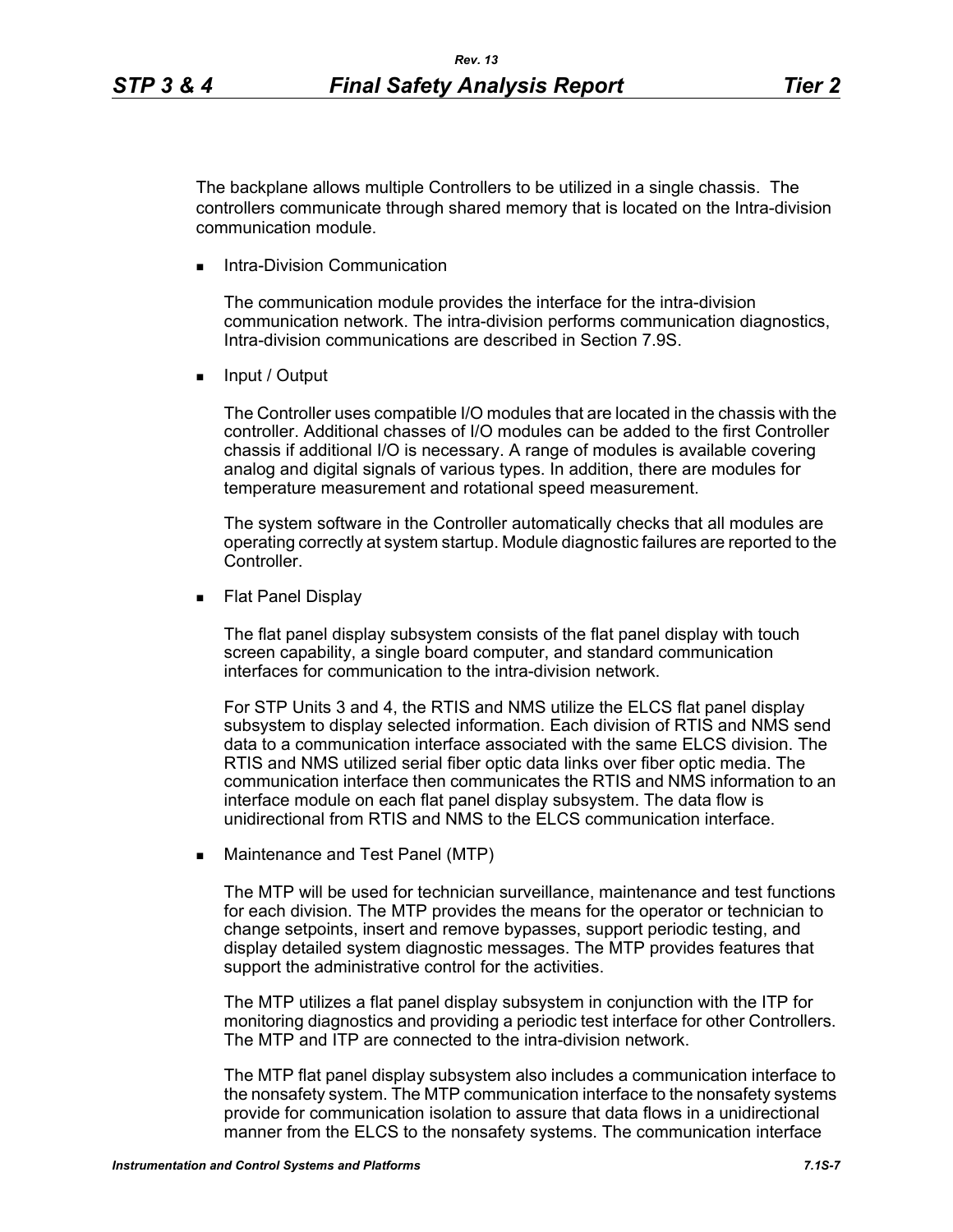The backplane allows multiple Controllers to be utilized in a single chassis. The controllers communicate through shared memory that is located on the Intra-division communication module.

- Intra-Division Communication

  The communication module provides the interface for the intra-division communication network. The intra-division performs communication diagnostics, Intra-division communications are described in Section 7.9S.

- Input / Output

  The Controller uses compatible I/O modules that are located in the chassis with the controller. Additional chasses of I/O modules can be added to the first Controller chassis if additional I/O is necessary. A range of modules is available covering analog and digital signals of various types. In addition, there are modules for temperature measurement and rotational speed measurement.

  The system software in the Controller automatically checks that all modules are operating correctly at system startup. Module diagnostic failures are reported to the Controller.

- Flat Panel Display

  The flat panel display subsystem consists of the flat panel display with touch screen capability, a single board computer, and standard communication interfaces for communication to the intra-division network.

  For STP Units 3 and 4, the RTIS and NMS utilize the ELCS flat panel display subsystem to display selected information. Each division of RTIS and NMS send data to a communication interface associated with the same ELCS division. The RTIS and NMS utilized serial fiber optic data links over fiber optic media. The communication interface then communicates the RTIS and NMS information to an interface module on each flat panel display subsystem. The data flow is unidirectional from RTIS and NMS to the ELCS communication interface.

- Maintenance and Test Panel (MTP)

  The MTP will be used for technician surveillance, maintenance and test functions for each division. The MTP provides the means for the operator or technician to change setpoints, insert and remove bypasses, support periodic testing, and display detailed system diagnostic messages. The MTP provides features that support the administrative control for the activities.

  The MTP utilizes a flat panel display subsystem in conjunction with the ITP for monitoring diagnostics and providing a periodic test interface for other Controllers. The MTP and ITP are connected to the intra-division network.

  The MTP flat panel display subsystem also includes a communication interface to the nonsafety system. The MTP communication interface to the nonsafety systems provide for communication isolation to assure that data flows in a unidirectional manner from the ELCS to the nonsafety systems. The communication interface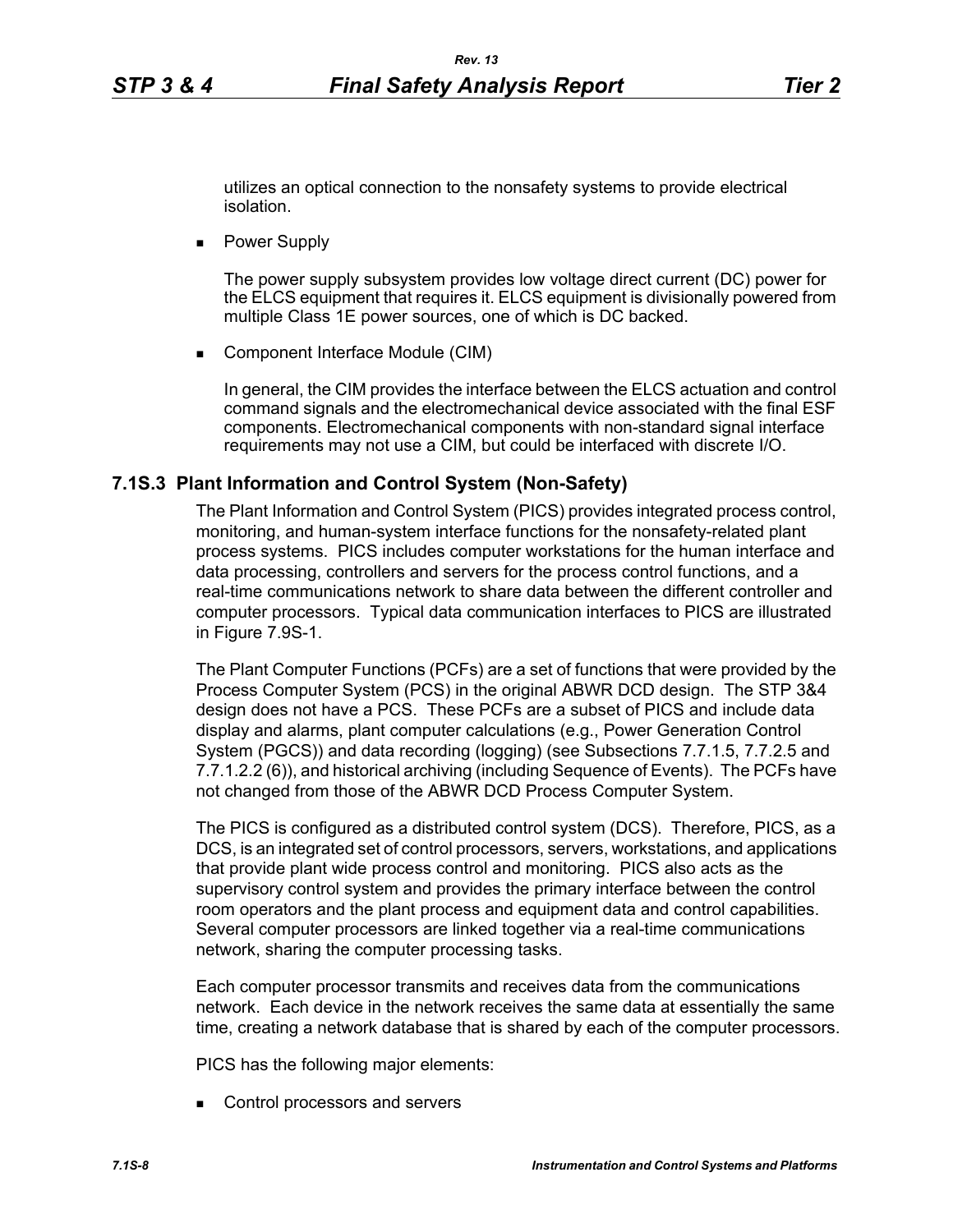utilizes an optical connection to the nonsafety systems to provide electrical isolation.

- Power Supply

  The power supply subsystem provides low voltage direct current (DC) power for the ELCS equipment that requires it. ELCS equipment is divisionally powered from multiple Class 1E power sources, one of which is DC backed.

- Component Interface Module (CIM)

  In general, the CIM provides the interface between the ELCS actuation and control command signals and the electromechanical device associated with the final ESF components. Electromechanical components with non-standard signal interface requirements may not use a CIM, but could be interfaced with discrete I/O.

### 7.1S.3 Plant Information and Control System (Non-Safety)

The Plant Information and Control System (PICS) provides integrated process control, monitoring, and human-system interface functions for the nonsafety-related plant process systems. PICS includes computer workstations for the human interface and data processing, controllers and servers for the process control functions, and a real-time communications network to share data between the different controller and computer processors. Typical data communication interfaces to PICS are illustrated in Figure 7.9S-1.

The Plant Computer Functions (PCFs) are a set of functions that were provided by the Process Computer System (PCS) in the original ABWR DCD design. The STP 3&4 design does not have a PCS. These PCFs are a subset of PICS and include data display and alarms, plant computer calculations (e.g., Power Generation Control System (PGCS)) and data recording (logging) (see Subsections 7.7.1.5, 7.7.2.5 and 7.7.1.2.2 (6)), and historical archiving (including Sequence of Events). The PCFs have not changed from those of the ABWR DCD Process Computer System.

The PICS is configured as a distributed control system (DCS). Therefore, PICS, as a DCS, is an integrated set of control processors, servers, workstations, and applications that provide plant wide process control and monitoring. PICS also acts as the supervisory control system and provides the primary interface between the control room operators and the plant process and equipment data and control capabilities. Several computer processors are linked together via a real-time communications network, sharing the computer processing tasks.

Each computer processor transmits and receives data from the communications network. Each device in the network receives the same data at essentially the same time, creating a network database that is shared by each of the computer processors.

PICS has the following major elements:

- Control processors and servers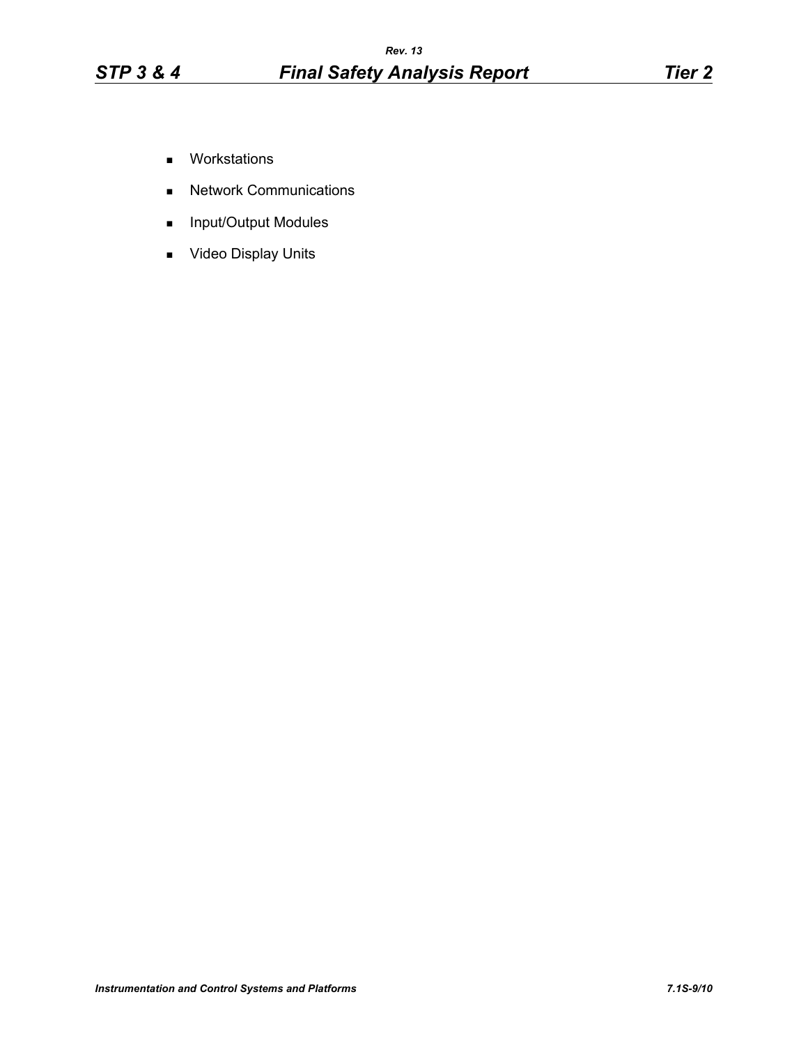- Workstations
- Network Communications
- Input/Output Modules
- Video Display Units